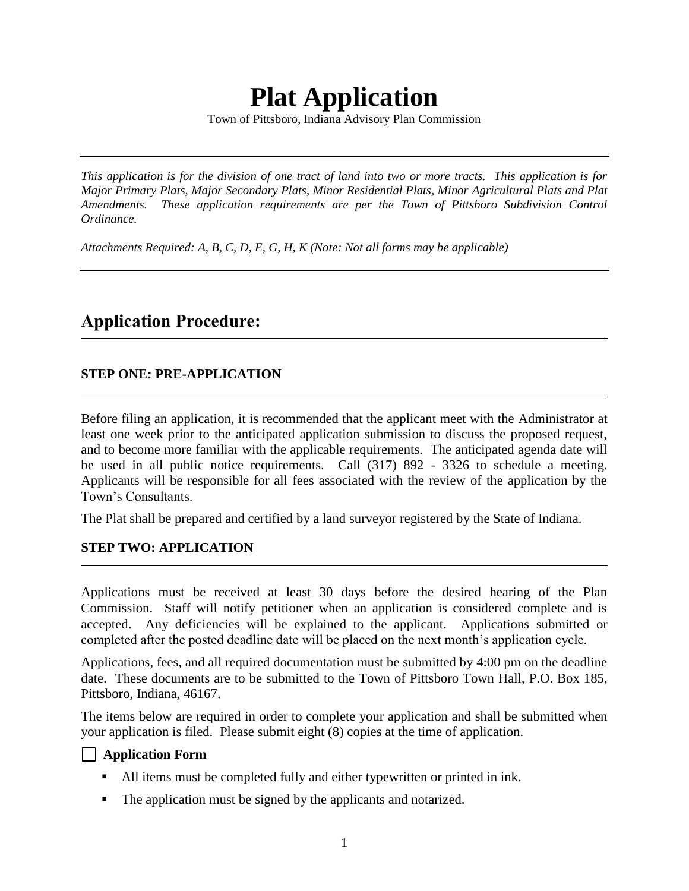# Plat Application

Town of Pittsboro, Indiana Advisory Plan Commission

---

*This application is for the division of one tract of land into two or more tracts. This application is for Major Primary Plats, Major Secondary Plats, Minor Residential Plats, Minor Agricultural Plats and Plat Amendments. These application requirements are per the Town of Pittsboro Subdivision Control Ordinance.*

*Attachments Required: A, B, C, D, E, G, H, K (Note: Not all forms may be applicable)*

---

## Application Procedure:

### STEP ONE: PRE-APPLICATION

Before filing an application, it is recommended that the applicant meet with the Administrator at least one week prior to the anticipated application submission to discuss the proposed request, and to become more familiar with the applicable requirements. The anticipated agenda date will be used in all public notice requirements. Call (317) 892 - 3326 to schedule a meeting. Applicants will be responsible for all fees associated with the review of the application by the Town's Consultants.

The Plat shall be prepared and certified by a land surveyor registered by the State of Indiana.

### STEP TWO: APPLICATION

Applications must be received at least 30 days before the desired hearing of the Plan Commission. Staff will notify petitioner when an application is considered complete and is accepted. Any deficiencies will be explained to the applicant. Applications submitted or completed after the posted deadline date will be placed on the next month's application cycle.

Applications, fees, and all required documentation must be submitted by 4:00 pm on the deadline date. These documents are to be submitted to the Town of Pittsboro Town Hall, P.O. Box 185, Pittsboro, Indiana, 46167.

The items below are required in order to complete your application and shall be submitted when your application is filed. Please submit eight (8) copies at the time of application.

☐ **Application Form**

- All items must be completed fully and either typewritten or printed in ink.
- The application must be signed by the applicants and notarized.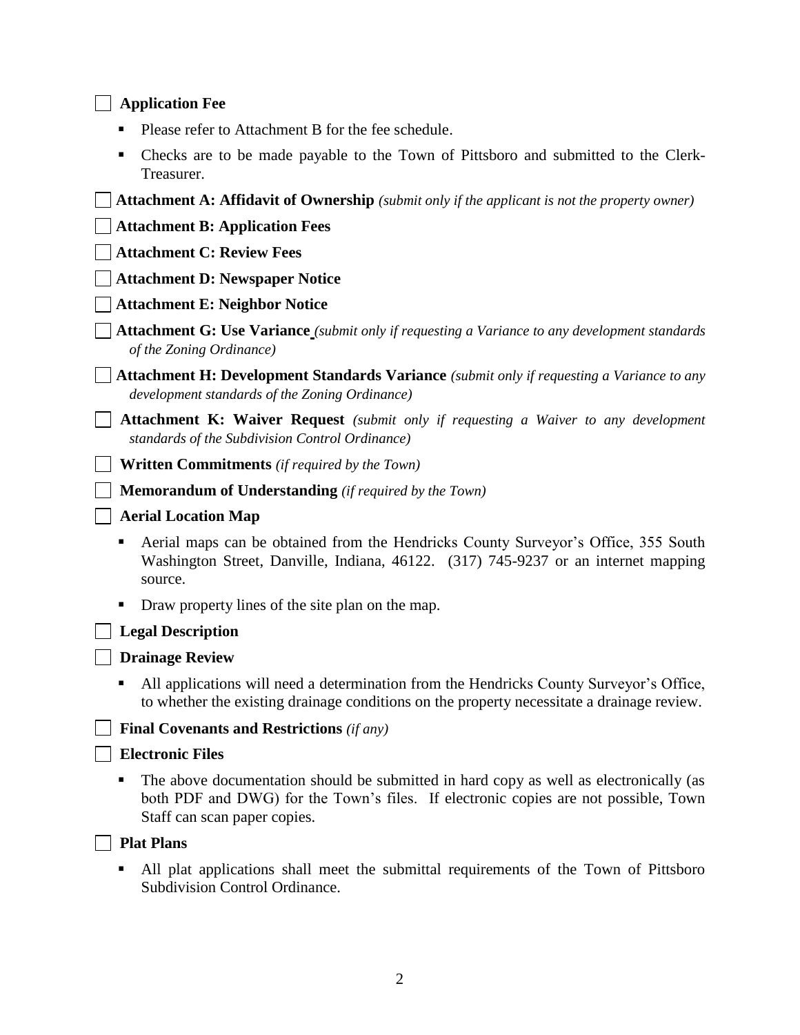- [ ] **Application Fee**
  - Please refer to Attachment B for the fee schedule.
  - Checks are to be made payable to the Town of Pittsboro and submitted to the Clerk-Treasurer.
- [ ] **Attachment A: Affidavit of Ownership** *(submit only if the applicant is not the property owner)*
- [ ] **Attachment B: Application Fees**
- [ ] **Attachment C: Review Fees**
- [ ] **Attachment D: Newspaper Notice**
- [ ] **Attachment E: Neighbor Notice**
- [ ] **Attachment G: Use Variance** *(submit only if requesting a Variance to any development standards of the Zoning Ordinance)*
- [ ] **Attachment H: Development Standards Variance** *(submit only if requesting a Variance to any development standards of the Zoning Ordinance)*
- [ ] **Attachment K: Waiver Request** *(submit only if requesting a Waiver to any development standards of the Subdivision Control Ordinance)*
- [ ] **Written Commitments** *(if required by the Town)*
- [ ] **Memorandum of Understanding** *(if required by the Town)*
- [ ] **Aerial Location Map**
  - Aerial maps can be obtained from the Hendricks County Surveyor's Office, 355 South Washington Street, Danville, Indiana, 46122. (317) 745-9237 or an internet mapping source.
  - Draw property lines of the site plan on the map.
- [ ] **Legal Description**
- [ ] **Drainage Review**
  - All applications will need a determination from the Hendricks County Surveyor's Office, to whether the existing drainage conditions on the property necessitate a drainage review.
- [ ] **Final Covenants and Restrictions** *(if any)*
- [ ] **Electronic Files**
  - The above documentation should be submitted in hard copy as well as electronically (as both PDF and DWG) for the Town's files. If electronic copies are not possible, Town Staff can scan paper copies.
- [ ] **Plat Plans**
  - All plat applications shall meet the submittal requirements of the Town of Pittsboro Subdivision Control Ordinance.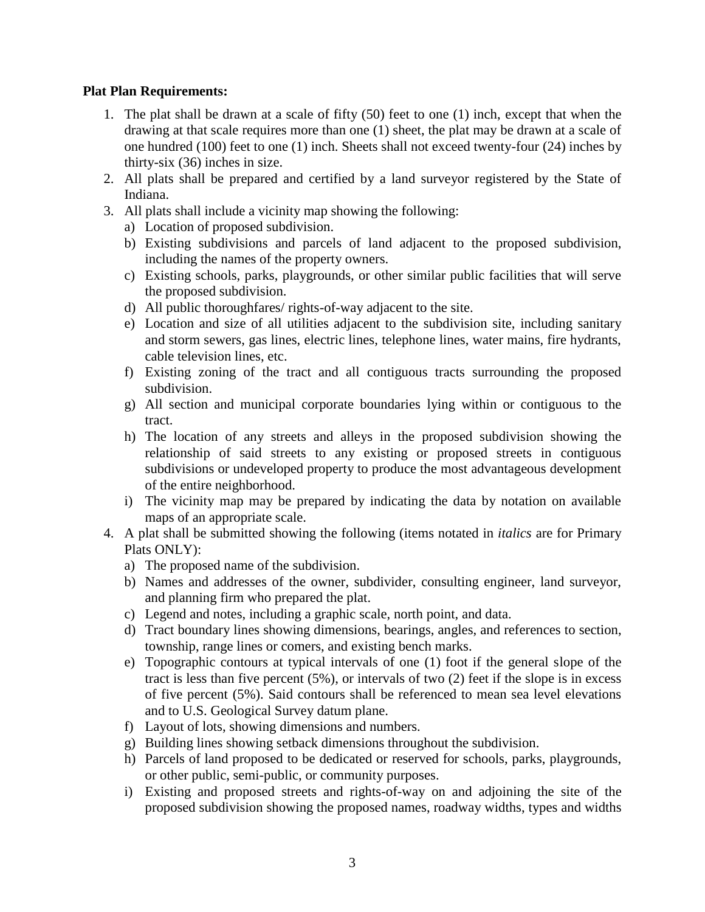**Plat Plan Requirements:**

1. The plat shall be drawn at a scale of fifty (50) feet to one (1) inch, except that when the drawing at that scale requires more than one (1) sheet, the plat may be drawn at a scale of one hundred (100) feet to one (1) inch. Sheets shall not exceed twenty-four (24) inches by thirty-six (36) inches in size.
2. All plats shall be prepared and certified by a land surveyor registered by the State of Indiana.
3. All plats shall include a vicinity map showing the following:
   a) Location of proposed subdivision.
   b) Existing subdivisions and parcels of land adjacent to the proposed subdivision, including the names of the property owners.
   c) Existing schools, parks, playgrounds, or other similar public facilities that will serve the proposed subdivision.
   d) All public thoroughfares/ rights-of-way adjacent to the site.
   e) Location and size of all utilities adjacent to the subdivision site, including sanitary and storm sewers, gas lines, electric lines, telephone lines, water mains, fire hydrants, cable television lines, etc.
   f) Existing zoning of the tract and all contiguous tracts surrounding the proposed subdivision.
   g) All section and municipal corporate boundaries lying within or contiguous to the tract.
   h) The location of any streets and alleys in the proposed subdivision showing the relationship of said streets to any existing or proposed streets in contiguous subdivisions or undeveloped property to produce the most advantageous development of the entire neighborhood.
   i) The vicinity map may be prepared by indicating the data by notation on available maps of an appropriate scale.
4. A plat shall be submitted showing the following (items notated in *italics* are for Primary Plats ONLY):
   a) The proposed name of the subdivision.
   b) Names and addresses of the owner, subdivider, consulting engineer, land surveyor, and planning firm who prepared the plat.
   c) Legend and notes, including a graphic scale, north point, and data.
   d) Tract boundary lines showing dimensions, bearings, angles, and references to section, township, range lines or comers, and existing bench marks.
   e) Topographic contours at typical intervals of one (1) foot if the general slope of the tract is less than five percent (5%), or intervals of two (2) feet if the slope is in excess of five percent (5%). Said contours shall be referenced to mean sea level elevations and to U.S. Geological Survey datum plane.
   f) Layout of lots, showing dimensions and numbers.
   g) Building lines showing setback dimensions throughout the subdivision.
   h) Parcels of land proposed to be dedicated or reserved for schools, parks, playgrounds, or other public, semi-public, or community purposes.
   i) Existing and proposed streets and rights-of-way on and adjoining the site of the proposed subdivision showing the proposed names, roadway widths, types and widths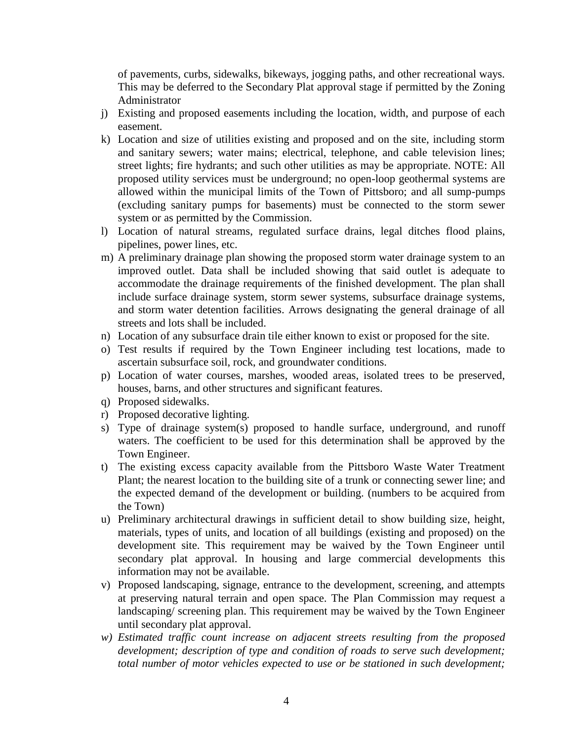of pavements, curbs, sidewalks, bikeways, jogging paths, and other recreational ways. This may be deferred to the Secondary Plat approval stage if permitted by the Zoning Administrator

j) Existing and proposed easements including the location, width, and purpose of each easement.
k) Location and size of utilities existing and proposed and on the site, including storm and sanitary sewers; water mains; electrical, telephone, and cable television lines; street lights; fire hydrants; and such other utilities as may be appropriate. NOTE: All proposed utility services must be underground; no open-loop geothermal systems are allowed within the municipal limits of the Town of Pittsboro; and all sump-pumps (excluding sanitary pumps for basements) must be connected to the storm sewer system or as permitted by the Commission.
l) Location of natural streams, regulated surface drains, legal ditches flood plains, pipelines, power lines, etc.
m) A preliminary drainage plan showing the proposed storm water drainage system to an improved outlet. Data shall be included showing that said outlet is adequate to accommodate the drainage requirements of the finished development. The plan shall include surface drainage system, storm sewer systems, subsurface drainage systems, and storm water detention facilities. Arrows designating the general drainage of all streets and lots shall be included.
n) Location of any subsurface drain tile either known to exist or proposed for the site.
o) Test results if required by the Town Engineer including test locations, made to ascertain subsurface soil, rock, and groundwater conditions.
p) Location of water courses, marshes, wooded areas, isolated trees to be preserved, houses, barns, and other structures and significant features.
q) Proposed sidewalks.
r) Proposed decorative lighting.
s) Type of drainage system(s) proposed to handle surface, underground, and runoff waters. The coefficient to be used for this determination shall be approved by the Town Engineer.
t) The existing excess capacity available from the Pittsboro Waste Water Treatment Plant; the nearest location to the building site of a trunk or connecting sewer line; and the expected demand of the development or building. (numbers to be acquired from the Town)
u) Preliminary architectural drawings in sufficient detail to show building size, height, materials, types of units, and location of all buildings (existing and proposed) on the development site. This requirement may be waived by the Town Engineer until secondary plat approval. In housing and large commercial developments this information may not be available.
v) Proposed landscaping, signage, entrance to the development, screening, and attempts at preserving natural terrain and open space. The Plan Commission may request a landscaping/ screening plan. This requirement may be waived by the Town Engineer until secondary plat approval.
w) *Estimated traffic count increase on adjacent streets resulting from the proposed development; description of type and condition of roads to serve such development; total number of motor vehicles expected to use or be stationed in such development;*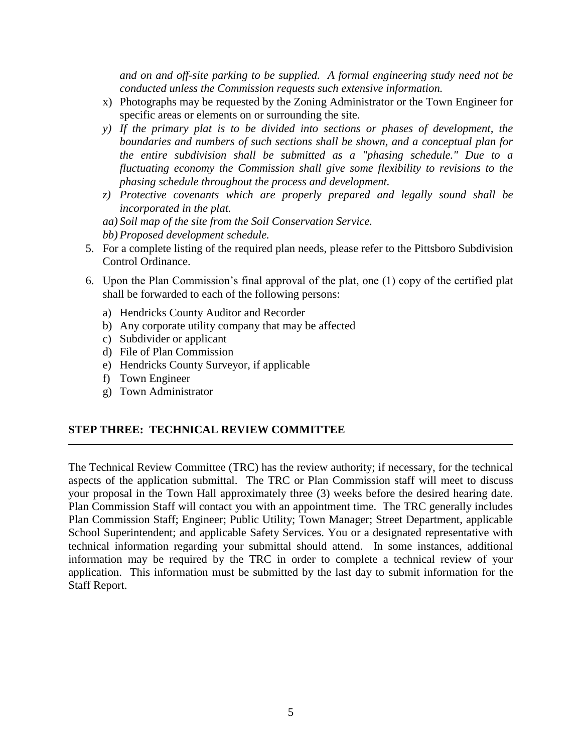*and on and off-site parking to be supplied. A formal engineering study need not be conducted unless the Commission requests such extensive information.*

x) Photographs may be requested by the Zoning Administrator or the Town Engineer for specific areas or elements on or surrounding the site.

*y) If the primary plat is to be divided into sections or phases of development, the boundaries and numbers of such sections shall be shown, and a conceptual plan for the entire subdivision shall be submitted as a "phasing schedule." Due to a fluctuating economy the Commission shall give some flexibility to revisions to the phasing schedule throughout the process and development.*

*z) Protective covenants which are properly prepared and legally sound shall be incorporated in the plat.*

*aa) Soil map of the site from the Soil Conservation Service.*

*bb) Proposed development schedule.*

5. For a complete listing of the required plan needs, please refer to the Pittsboro Subdivision Control Ordinance.

6. Upon the Plan Commission's final approval of the plat, one (1) copy of the certified plat shall be forwarded to each of the following persons:

   a) Hendricks County Auditor and Recorder
   b) Any corporate utility company that may be affected
   c) Subdivider or applicant
   d) File of Plan Commission
   e) Hendricks County Surveyor, if applicable
   f) Town Engineer
   g) Town Administrator

## STEP THREE: TECHNICAL REVIEW COMMITTEE

The Technical Review Committee (TRC) has the review authority; if necessary, for the technical aspects of the application submittal. The TRC or Plan Commission staff will meet to discuss your proposal in the Town Hall approximately three (3) weeks before the desired hearing date. Plan Commission Staff will contact you with an appointment time. The TRC generally includes Plan Commission Staff; Engineer; Public Utility; Town Manager; Street Department, applicable School Superintendent; and applicable Safety Services. You or a designated representative with technical information regarding your submittal should attend. In some instances, additional information may be required by the TRC in order to complete a technical review of your application. This information must be submitted by the last day to submit information for the Staff Report.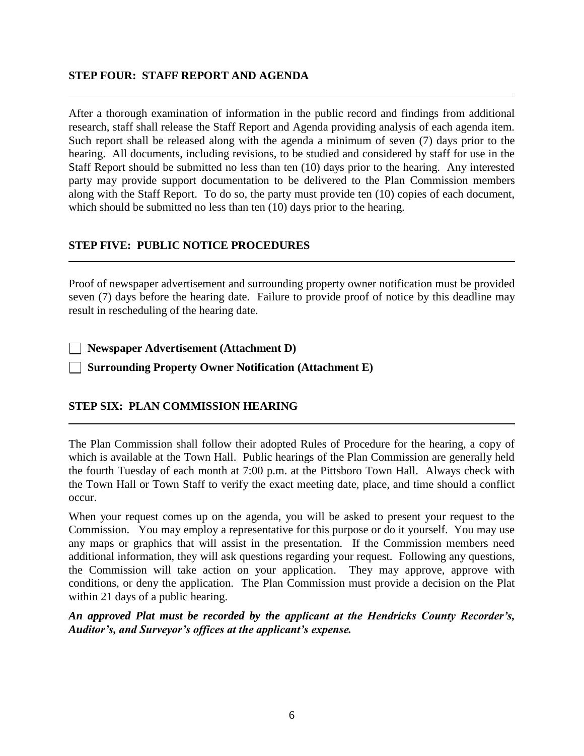## STEP FOUR: STAFF REPORT AND AGENDA

After a thorough examination of information in the public record and findings from additional research, staff shall release the Staff Report and Agenda providing analysis of each agenda item. Such report shall be released along with the agenda a minimum of seven (7) days prior to the hearing. All documents, including revisions, to be studied and considered by staff for use in the Staff Report should be submitted no less than ten (10) days prior to the hearing. Any interested party may provide support documentation to be delivered to the Plan Commission members along with the Staff Report. To do so, the party must provide ten (10) copies of each document, which should be submitted no less than ten (10) days prior to the hearing.

## STEP FIVE: PUBLIC NOTICE PROCEDURES

Proof of newspaper advertisement and surrounding property owner notification must be provided seven (7) days before the hearing date. Failure to provide proof of notice by this deadline may result in rescheduling of the hearing date.

- [ ] **Newspaper Advertisement (Attachment D)**
- [ ] **Surrounding Property Owner Notification (Attachment E)**

## STEP SIX: PLAN COMMISSION HEARING

The Plan Commission shall follow their adopted Rules of Procedure for the hearing, a copy of which is available at the Town Hall. Public hearings of the Plan Commission are generally held the fourth Tuesday of each month at 7:00 p.m. at the Pittsboro Town Hall. Always check with the Town Hall or Town Staff to verify the exact meeting date, place, and time should a conflict occur.

When your request comes up on the agenda, you will be asked to present your request to the Commission. You may employ a representative for this purpose or do it yourself. You may use any maps or graphics that will assist in the presentation. If the Commission members need additional information, they will ask questions regarding your request. Following any questions, the Commission will take action on your application. They may approve, approve with conditions, or deny the application. The Plan Commission must provide a decision on the Plat within 21 days of a public hearing.

***An approved Plat must be recorded by the applicant at the Hendricks County Recorder's, Auditor's, and Surveyor's offices at the applicant's expense.***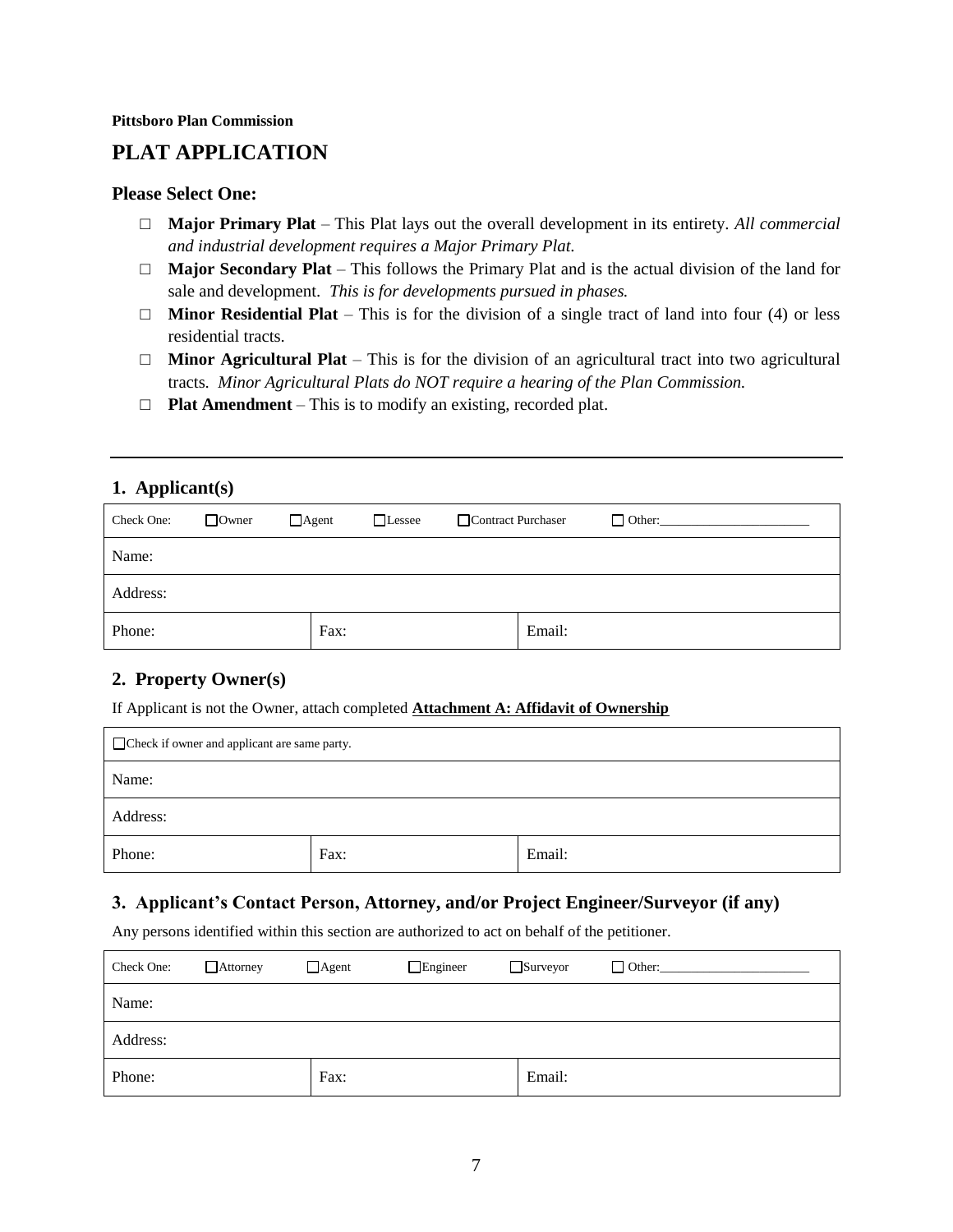**Pittsboro Plan Commission**

# PLAT APPLICATION

### Please Select One:

- □ **Major Primary Plat** – This Plat lays out the overall development in its entirety. *All commercial and industrial development requires a Major Primary Plat.*
- □ **Major Secondary Plat** – This follows the Primary Plat and is the actual division of the land for sale and development. *This is for developments pursued in phases.*
- □ **Minor Residential Plat** – This is for the division of a single tract of land into four (4) or less residential tracts.
- □ **Minor Agricultural Plat** – This is for the division of an agricultural tract into two agricultural tracts. *Minor Agricultural Plats do NOT require a hearing of the Plan Commission.*
- □ **Plat Amendment** – This is to modify an existing, recorded plat.

---

## 1. Applicant(s)

| Check One: ☐Owner ☐Agent ☐Lessee ☐Contract Purchaser ☐ Other:_______________ | | |
|---|---|---|
| Name: | | |
| Address: | | |
| Phone: | Fax: | Email: |

## 2. Property Owner(s)

If Applicant is not the Owner, attach completed **Attachment A: Affidavit of Ownership**

| ☐Check if owner and applicant are same party. | | |
|---|---|---|
| Name: | | |
| Address: | | |
| Phone: | Fax: | Email: |

## 3. Applicant's Contact Person, Attorney, and/or Project Engineer/Surveyor (if any)

Any persons identified within this section are authorized to act on behalf of the petitioner.

| Check One: ☐Attorney ☐Agent ☐Engineer ☐Surveyor ☐ Other:_______________ | | |
|---|---|---|
| Name: | | |
| Address: | | |
| Phone: | Fax: | Email: |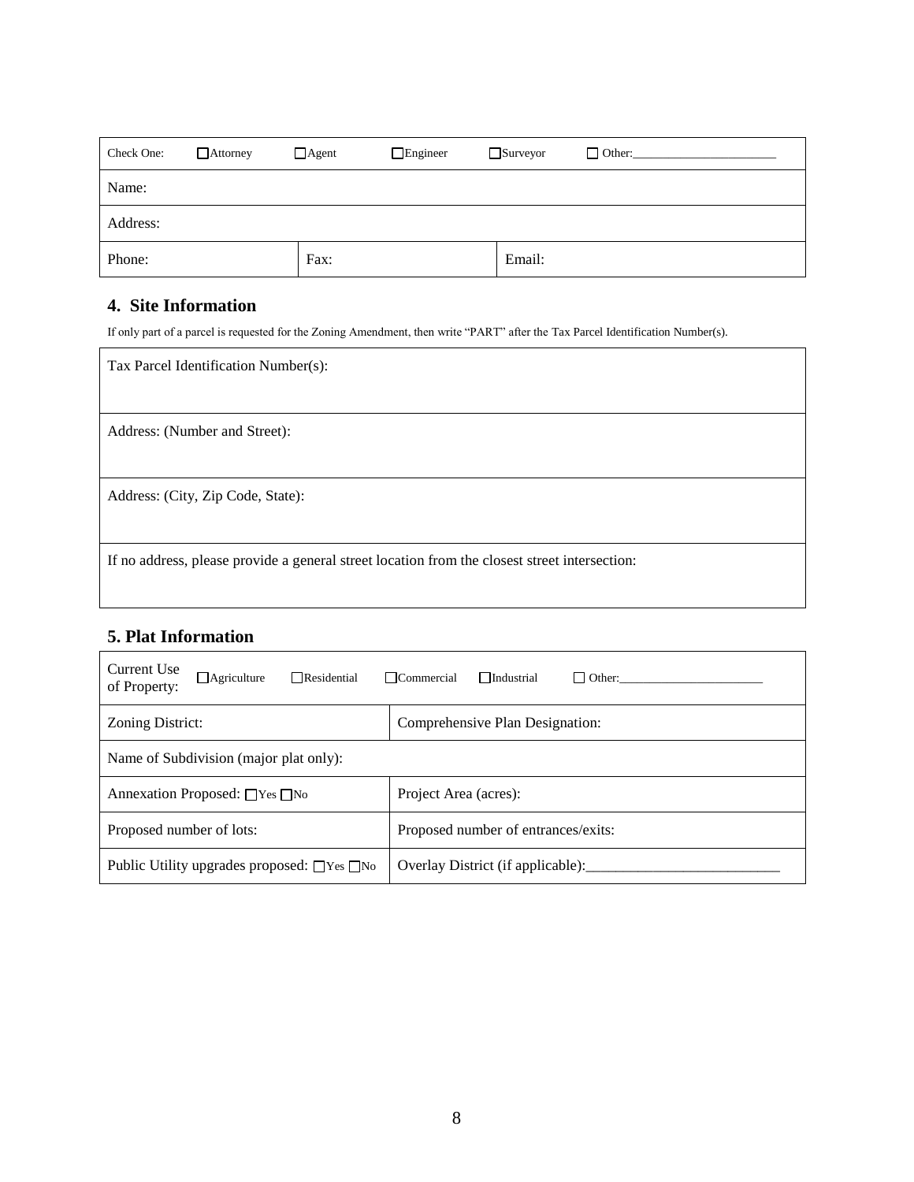| Check One: | ☐ Attorney | ☐ Agent | ☐ Engineer | ☐ Surveyor | ☐ Other:______________________ |
| --- | --- | --- | --- | --- | --- |
| Name: | | | | | |
| Address: | | | | | |
| Phone: | | Fax: | | Email: | |

## 4. Site Information

If only part of a parcel is requested for the Zoning Amendment, then write "PART" after the Tax Parcel Identification Number(s).

| Tax Parcel Identification Number(s): |
| --- |
| Address: (Number and Street): |
| Address: (City, Zip Code, State): |
| If no address, please provide a general street location from the closest street intersection: |

## 5. Plat Information

| Current Use of Property: ☐ Agriculture ☐ Residential ☐ Commercial ☐ Industrial ☐ Other:______________________ | |
| --- | --- |
| Zoning District: | Comprehensive Plan Designation: |
| Name of Subdivision (major plat only): | |
| Annexation Proposed: ☐ Yes ☐ No | Project Area (acres): |
| Proposed number of lots: | Proposed number of entrances/exits: |
| Public Utility upgrades proposed: ☐ Yes ☐ No | Overlay District (if applicable):_________________________ |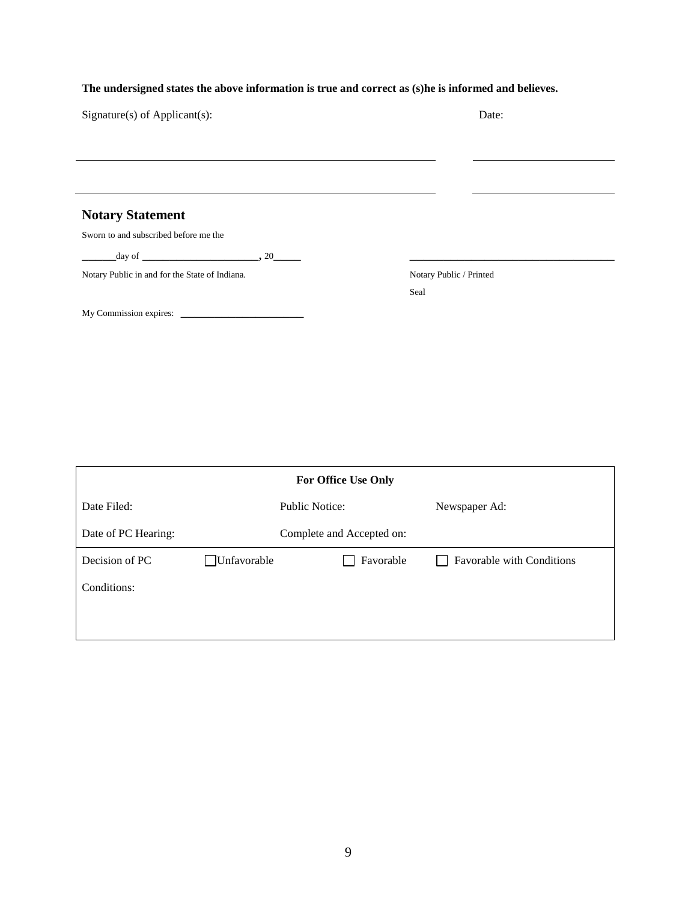**The undersigned states the above information is true and correct as (s)he is informed and believes.**

Signature(s) of Applicant(s): Date:

_______________________________________________ _______________________

_______________________________________________ _______________________

## Notary Statement

Sworn to and subscribed before me the

_______day of _______________________, 20______ _______________________________________

Notary Public in and for the State of Indiana. Notary Public / Printed

Seal

My Commission expires: _________________________

| For Office Use Only | | | |
|---|---|---|---|
| Date Filed: | | Public Notice: | Newspaper Ad: |
| Date of PC Hearing: | | Complete and Accepted on: | |
| Decision of PC | ☐ Unfavorable | ☐ Favorable | ☐ Favorable with Conditions |
| Conditions: | | | |